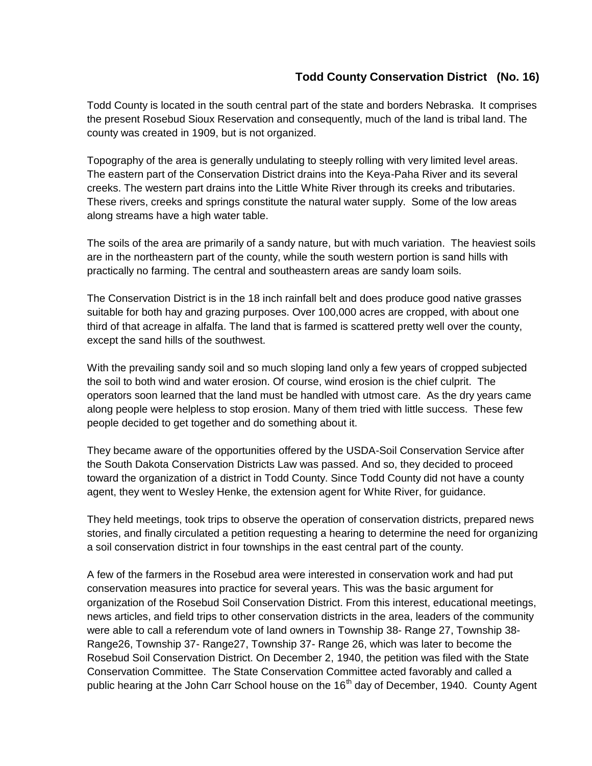## Todd County Conservation District (No. 16)

Todd County is located in the south central part of the state and borders Nebraska. It comprises the present Rosebud Sioux Reservation and consequently, much of the land is tribal land. The county was created in 1909, but is not organized.

Topography of the area is generally undulating to steeply rolling with very limited level areas. The eastern part of the Conservation District drains into the Keya-Paha River and its several creeks. The western part drains into the Little White River through its creeks and tributaries. These rivers, creeks and springs constitute the natural water supply. Some of the low areas along streams have a high water table.

The soils of the area are primarily of a sandy nature, but with much variation. The heaviest soils are in the northeastern part of the county, while the south western portion is sand hills with practically no farming. The central and southeastern areas are sandy loam soils.

The Conservation District is in the 18 inch rainfall belt and does produce good native grasses suitable for both hay and grazing purposes. Over 100,000 acres are cropped, with about one third of that acreage in alfalfa. The land that is farmed is scattered pretty well over the county, except the sand hills of the southwest.

With the prevailing sandy soil and so much sloping land only a few years of cropped subjected the soil to both wind and water erosion. Of course, wind erosion is the chief culprit. The operators soon learned that the land must be handled with utmost care. As the dry years came along people were helpless to stop erosion. Many of them tried with little success. These few people decided to get together and do something about it.

They became aware of the opportunities offered by the USDA-Soil Conservation Service after the South Dakota Conservation Districts Law was passed. And so, they decided to proceed toward the organization of a district in Todd County. Since Todd County did not have a county agent, they went to Wesley Henke, the extension agent for White River, for guidance.

They held meetings, took trips to observe the operation of conservation districts, prepared news stories, and finally circulated a petition requesting a hearing to determine the need for organizing a soil conservation district in four townships in the east central part of the county.

A few of the farmers in the Rosebud area were interested in conservation work and had put conservation measures into practice for several years. This was the basic argument for organization of the Rosebud Soil Conservation District. From this interest, educational meetings, news articles, and field trips to other conservation districts in the area, leaders of the community were able to call a referendum vote of land owners in Township 38- Range 27, Township 38- Range26, Township 37- Range27, Township 37- Range 26, which was later to become the Rosebud Soil Conservation District. On December 2, 1940, the petition was filed with the State Conservation Committee. The State Conservation Committee acted favorably and called a public hearing at the John Carr School house on the 16th day of December, 1940. County Agent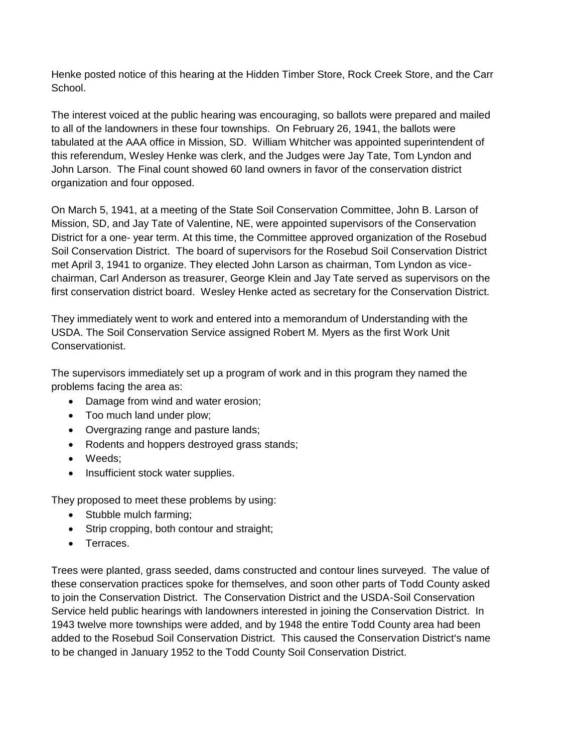Henke posted notice of this hearing at the Hidden Timber Store, Rock Creek Store, and the Carr School.

The interest voiced at the public hearing was encouraging, so ballots were prepared and mailed to all of the landowners in these four townships. On February 26, 1941, the ballots were tabulated at the AAA office in Mission, SD. William Whitcher was appointed superintendent of this referendum, Wesley Henke was clerk, and the Judges were Jay Tate, Tom Lyndon and John Larson. The Final count showed 60 land owners in favor of the conservation district organization and four opposed.

On March 5, 1941, at a meeting of the State Soil Conservation Committee, John B. Larson of Mission, SD, and Jay Tate of Valentine, NE, were appointed supervisors of the Conservation District for a one- year term. At this time, the Committee approved organization of the Rosebud Soil Conservation District. The board of supervisors for the Rosebud Soil Conservation District met April 3, 1941 to organize. They elected John Larson as chairman, Tom Lyndon as vice-chairman, Carl Anderson as treasurer, George Klein and Jay Tate served as supervisors on the first conservation district board. Wesley Henke acted as secretary for the Conservation District.

They immediately went to work and entered into a memorandum of Understanding with the USDA. The Soil Conservation Service assigned Robert M. Myers as the first Work Unit Conservationist.

The supervisors immediately set up a program of work and in this program they named the problems facing the area as:

- Damage from wind and water erosion;
- Too much land under plow;
- Overgrazing range and pasture lands;
- Rodents and hoppers destroyed grass stands;
- Weeds;
- Insufficient stock water supplies.

They proposed to meet these problems by using:

- Stubble mulch farming;
- Strip cropping, both contour and straight;
- Terraces.

Trees were planted, grass seeded, dams constructed and contour lines surveyed. The value of these conservation practices spoke for themselves, and soon other parts of Todd County asked to join the Conservation District. The Conservation District and the USDA-Soil Conservation Service held public hearings with landowners interested in joining the Conservation District. In 1943 twelve more townships were added, and by 1948 the entire Todd County area had been added to the Rosebud Soil Conservation District. This caused the Conservation District's name to be changed in January 1952 to the Todd County Soil Conservation District.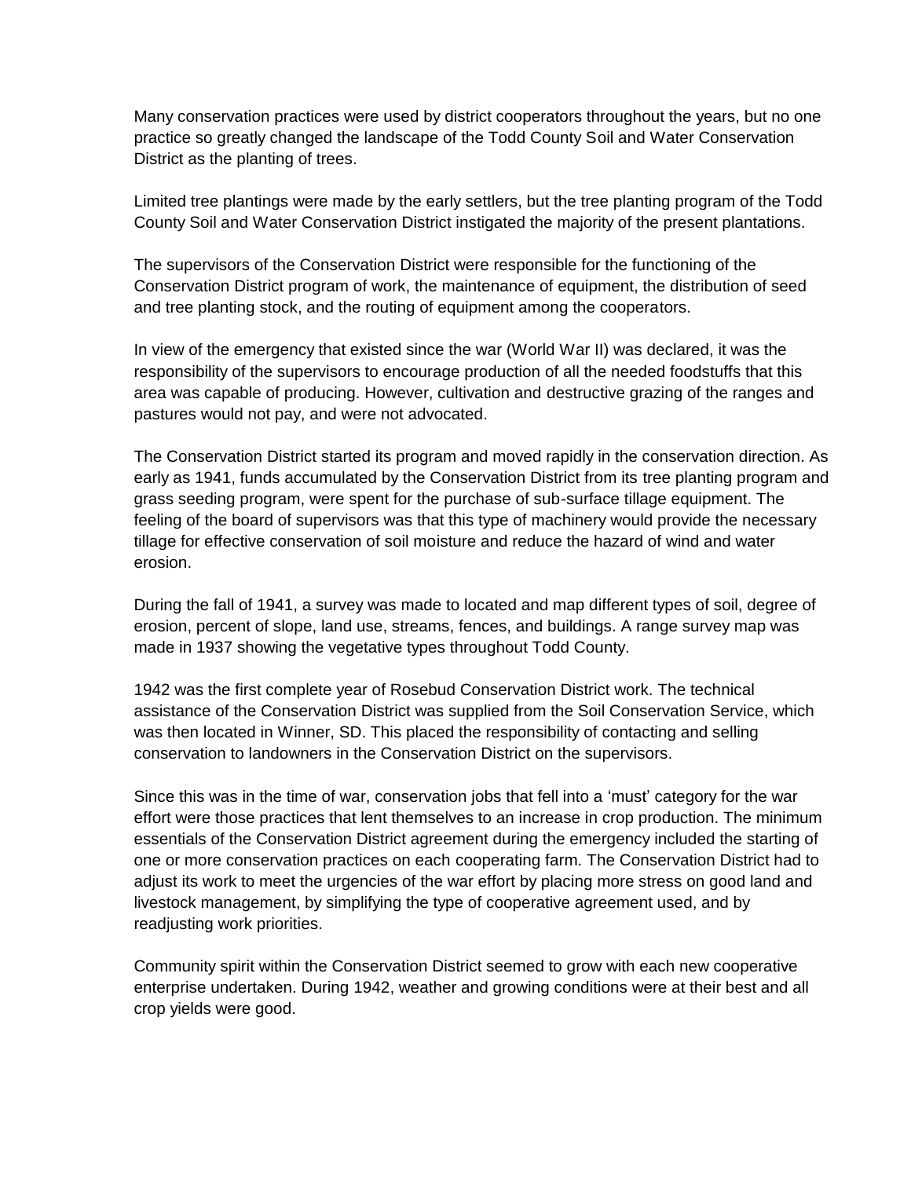Many conservation practices were used by district cooperators throughout the years, but no one practice so greatly changed the landscape of the Todd County Soil and Water Conservation District as the planting of trees.

Limited tree plantings were made by the early settlers, but the tree planting program of the Todd County Soil and Water Conservation District instigated the majority of the present plantations.

The supervisors of the Conservation District were responsible for the functioning of the Conservation District program of work, the maintenance of equipment, the distribution of seed and tree planting stock, and the routing of equipment among the cooperators.

In view of the emergency that existed since the war (World War II) was declared, it was the responsibility of the supervisors to encourage production of all the needed foodstuffs that this area was capable of producing. However, cultivation and destructive grazing of the ranges and pastures would not pay, and were not advocated.

The Conservation District started its program and moved rapidly in the conservation direction. As early as 1941, funds accumulated by the Conservation District from its tree planting program and grass seeding program, were spent for the purchase of sub-surface tillage equipment. The feeling of the board of supervisors was that this type of machinery would provide the necessary tillage for effective conservation of soil moisture and reduce the hazard of wind and water erosion.

During the fall of 1941, a survey was made to located and map different types of soil, degree of erosion, percent of slope, land use, streams, fences, and buildings. A range survey map was made in 1937 showing the vegetative types throughout Todd County.

1942 was the first complete year of Rosebud Conservation District work. The technical assistance of the Conservation District was supplied from the Soil Conservation Service, which was then located in Winner, SD. This placed the responsibility of contacting and selling conservation to landowners in the Conservation District on the supervisors.

Since this was in the time of war, conservation jobs that fell into a 'must' category for the war effort were those practices that lent themselves to an increase in crop production. The minimum essentials of the Conservation District agreement during the emergency included the starting of one or more conservation practices on each cooperating farm. The Conservation District had to adjust its work to meet the urgencies of the war effort by placing more stress on good land and livestock management, by simplifying the type of cooperative agreement used, and by readjusting work priorities.

Community spirit within the Conservation District seemed to grow with each new cooperative enterprise undertaken. During 1942, weather and growing conditions were at their best and all crop yields were good.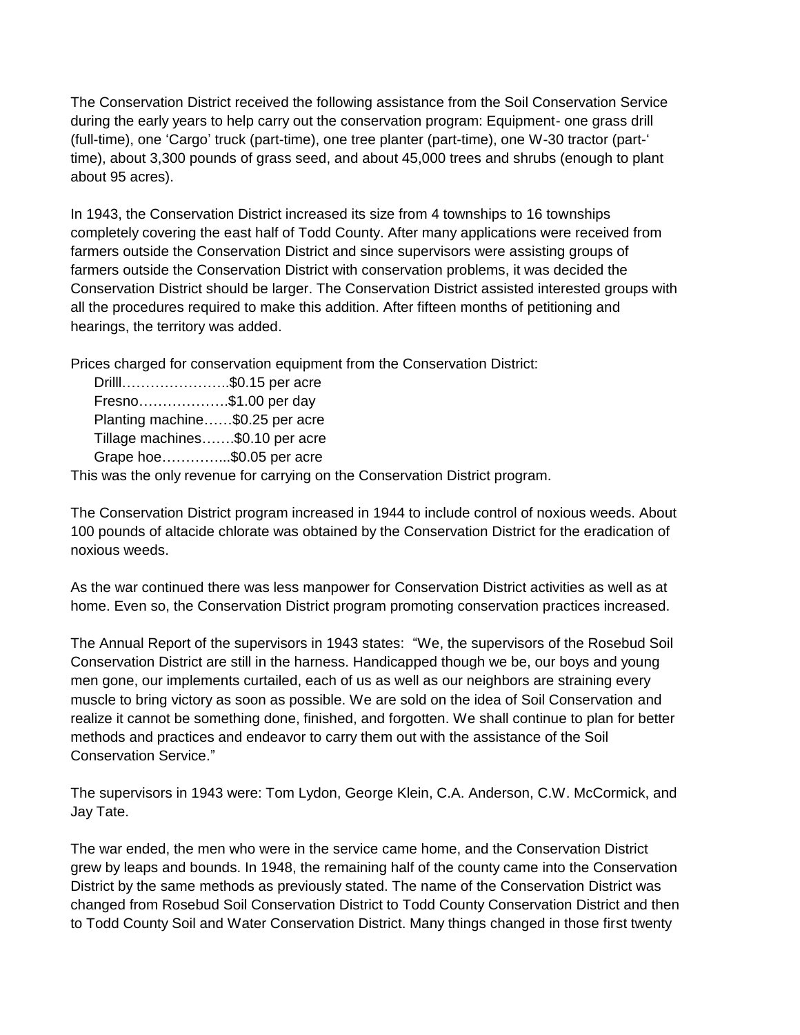The Conservation District received the following assistance from the Soil Conservation Service during the early years to help carry out the conservation program: Equipment- one grass drill (full-time), one 'Cargo' truck (part-time), one tree planter (part-time), one W-30 tractor (part-' time), about 3,300 pounds of grass seed, and about 45,000 trees and shrubs (enough to plant about 95 acres).

In 1943, the Conservation District increased its size from 4 townships to 16 townships completely covering the east half of Todd County. After many applications were received from farmers outside the Conservation District and since supervisors were assisting groups of farmers outside the Conservation District with conservation problems, it was decided the Conservation District should be larger. The Conservation District assisted interested groups with all the procedures required to make this addition. After fifteen months of petitioning and hearings, the territory was added.

Prices charged for conservation equipment from the Conservation District:

Drilll…………………..$0.15 per acre
Fresno……………….$1.00 per day
Planting machine……$0.25 per acre
Tillage machines…….$0.10 per acre
Grape hoe…………...$0.05 per acre

This was the only revenue for carrying on the Conservation District program.

The Conservation District program increased in 1944 to include control of noxious weeds. About 100 pounds of altacide chlorate was obtained by the Conservation District for the eradication of noxious weeds.

As the war continued there was less manpower for Conservation District activities as well as at home. Even so, the Conservation District program promoting conservation practices increased.

The Annual Report of the supervisors in 1943 states: "We, the supervisors of the Rosebud Soil Conservation District are still in the harness. Handicapped though we be, our boys and young men gone, our implements curtailed, each of us as well as our neighbors are straining every muscle to bring victory as soon as possible. We are sold on the idea of Soil Conservation and realize it cannot be something done, finished, and forgotten. We shall continue to plan for better methods and practices and endeavor to carry them out with the assistance of the Soil Conservation Service."

The supervisors in 1943 were: Tom Lydon, George Klein, C.A. Anderson, C.W. McCormick, and Jay Tate.

The war ended, the men who were in the service came home, and the Conservation District grew by leaps and bounds. In 1948, the remaining half of the county came into the Conservation District by the same methods as previously stated. The name of the Conservation District was changed from Rosebud Soil Conservation District to Todd County Conservation District and then to Todd County Soil and Water Conservation District. Many things changed in those first twenty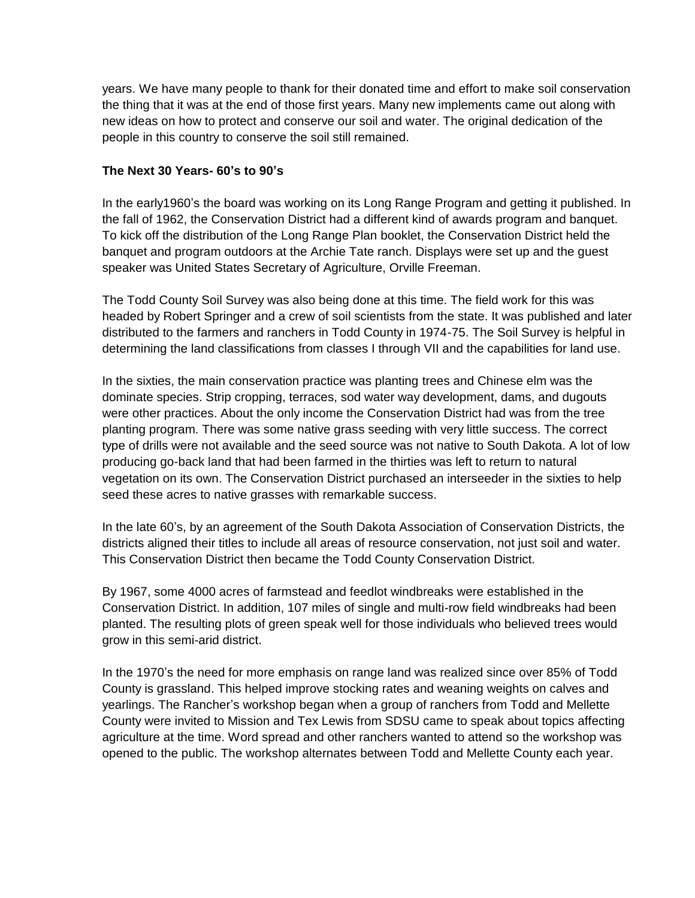years. We have many people to thank for their donated time and effort to make soil conservation the thing that it was at the end of those first years. Many new implements came out along with new ideas on how to protect and conserve our soil and water. The original dedication of the people in this country to conserve the soil still remained.

**The Next 30 Years- 60's to 90's**

In the early1960's the board was working on its Long Range Program and getting it published. In the fall of 1962, the Conservation District had a different kind of awards program and banquet. To kick off the distribution of the Long Range Plan booklet, the Conservation District held the banquet and program outdoors at the Archie Tate ranch. Displays were set up and the guest speaker was United States Secretary of Agriculture, Orville Freeman.

The Todd County Soil Survey was also being done at this time. The field work for this was headed by Robert Springer and a crew of soil scientists from the state. It was published and later distributed to the farmers and ranchers in Todd County in 1974-75. The Soil Survey is helpful in determining the land classifications from classes I through VII and the capabilities for land use.

In the sixties, the main conservation practice was planting trees and Chinese elm was the dominate species. Strip cropping, terraces, sod water way development, dams, and dugouts were other practices. About the only income the Conservation District had was from the tree planting program. There was some native grass seeding with very little success. The correct type of drills were not available and the seed source was not native to South Dakota. A lot of low producing go-back land that had been farmed in the thirties was left to return to natural vegetation on its own. The Conservation District purchased an interseeder in the sixties to help seed these acres to native grasses with remarkable success.

In the late 60's, by an agreement of the South Dakota Association of Conservation Districts, the districts aligned their titles to include all areas of resource conservation, not just soil and water. This Conservation District then became the Todd County Conservation District.

By 1967, some 4000 acres of farmstead and feedlot windbreaks were established in the Conservation District. In addition, 107 miles of single and multi-row field windbreaks had been planted. The resulting plots of green speak well for those individuals who believed trees would grow in this semi-arid district.

In the 1970's the need for more emphasis on range land was realized since over 85% of Todd County is grassland. This helped improve stocking rates and weaning weights on calves and yearlings. The Rancher's workshop began when a group of ranchers from Todd and Mellette County were invited to Mission and Tex Lewis from SDSU came to speak about topics affecting agriculture at the time. Word spread and other ranchers wanted to attend so the workshop was opened to the public. The workshop alternates between Todd and Mellette County each year.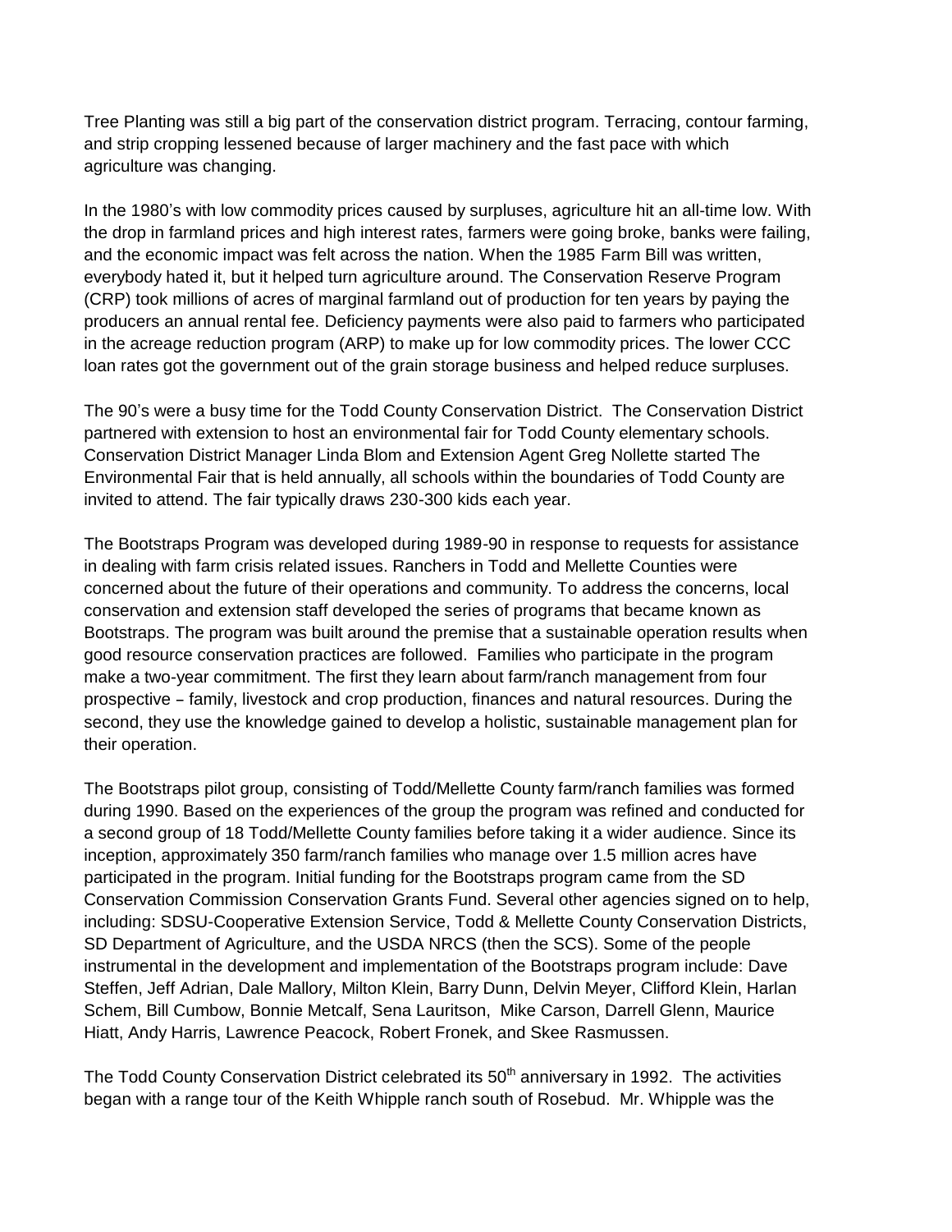Tree Planting was still a big part of the conservation district program. Terracing, contour farming, and strip cropping lessened because of larger machinery and the fast pace with which agriculture was changing.

In the 1980's with low commodity prices caused by surpluses, agriculture hit an all-time low. With the drop in farmland prices and high interest rates, farmers were going broke, banks were failing, and the economic impact was felt across the nation. When the 1985 Farm Bill was written, everybody hated it, but it helped turn agriculture around. The Conservation Reserve Program (CRP) took millions of acres of marginal farmland out of production for ten years by paying the producers an annual rental fee. Deficiency payments were also paid to farmers who participated in the acreage reduction program (ARP) to make up for low commodity prices. The lower CCC loan rates got the government out of the grain storage business and helped reduce surpluses.

The 90's were a busy time for the Todd County Conservation District. The Conservation District partnered with extension to host an environmental fair for Todd County elementary schools. Conservation District Manager Linda Blom and Extension Agent Greg Nollette started The Environmental Fair that is held annually, all schools within the boundaries of Todd County are invited to attend. The fair typically draws 230-300 kids each year.

The Bootstraps Program was developed during 1989-90 in response to requests for assistance in dealing with farm crisis related issues. Ranchers in Todd and Mellette Counties were concerned about the future of their operations and community. To address the concerns, local conservation and extension staff developed the series of programs that became known as Bootstraps. The program was built around the premise that a sustainable operation results when good resource conservation practices are followed. Families who participate in the program make a two-year commitment. The first they learn about farm/ranch management from four prospective – family, livestock and crop production, finances and natural resources. During the second, they use the knowledge gained to develop a holistic, sustainable management plan for their operation.

The Bootstraps pilot group, consisting of Todd/Mellette County farm/ranch families was formed during 1990. Based on the experiences of the group the program was refined and conducted for a second group of 18 Todd/Mellette County families before taking it a wider audience. Since its inception, approximately 350 farm/ranch families who manage over 1.5 million acres have participated in the program. Initial funding for the Bootstraps program came from the SD Conservation Commission Conservation Grants Fund. Several other agencies signed on to help, including: SDSU-Cooperative Extension Service, Todd & Mellette County Conservation Districts, SD Department of Agriculture, and the USDA NRCS (then the SCS). Some of the people instrumental in the development and implementation of the Bootstraps program include: Dave Steffen, Jeff Adrian, Dale Mallory, Milton Klein, Barry Dunn, Delvin Meyer, Clifford Klein, Harlan Schem, Bill Cumbow, Bonnie Metcalf, Sena Lauritson, Mike Carson, Darrell Glenn, Maurice Hiatt, Andy Harris, Lawrence Peacock, Robert Fronek, and Skee Rasmussen.

The Todd County Conservation District celebrated its 50th anniversary in 1992. The activities began with a range tour of the Keith Whipple ranch south of Rosebud. Mr. Whipple was the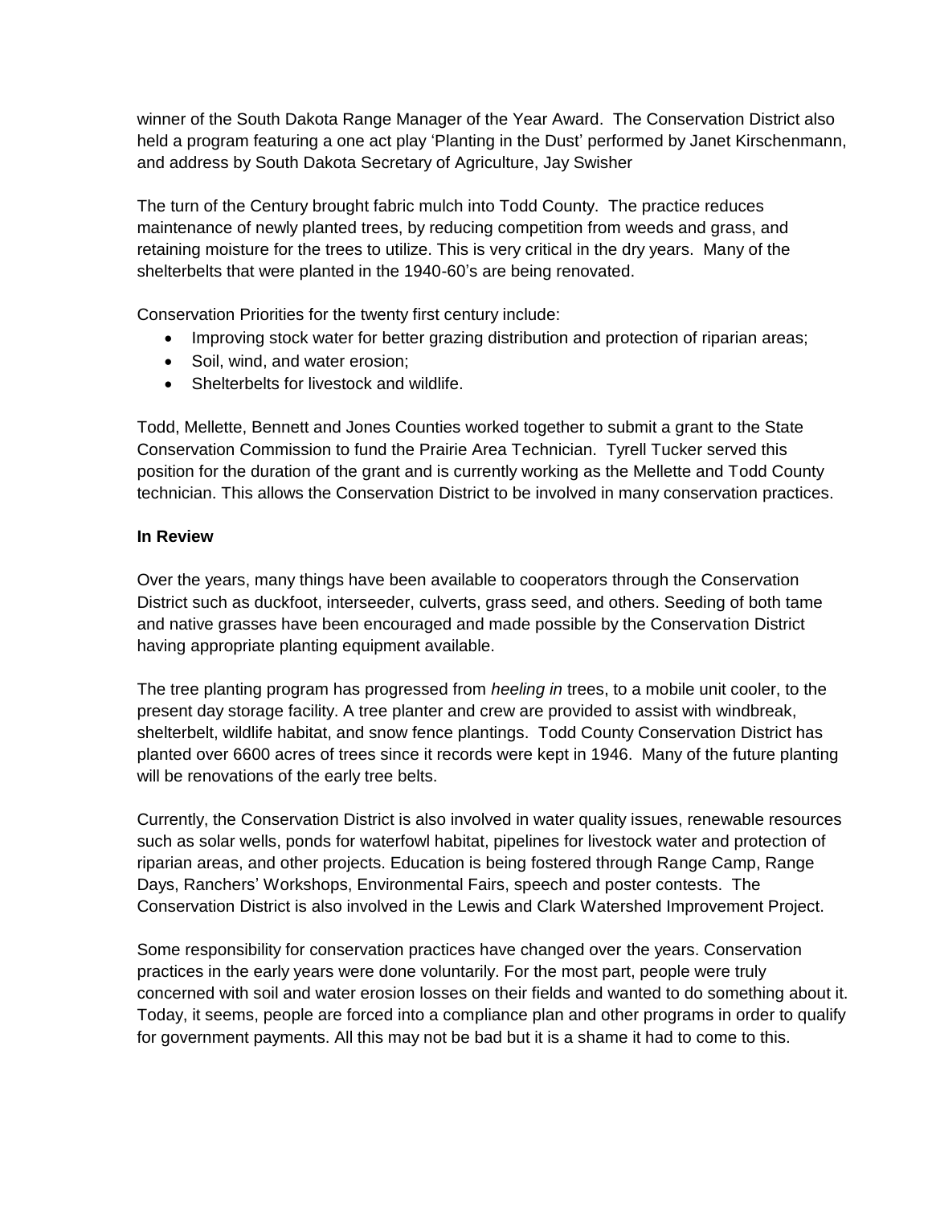winner of the South Dakota Range Manager of the Year Award. The Conservation District also held a program featuring a one act play 'Planting in the Dust' performed by Janet Kirschenmann, and address by South Dakota Secretary of Agriculture, Jay Swisher

The turn of the Century brought fabric mulch into Todd County. The practice reduces maintenance of newly planted trees, by reducing competition from weeds and grass, and retaining moisture for the trees to utilize. This is very critical in the dry years. Many of the shelterbelts that were planted in the 1940-60's are being renovated.

Conservation Priorities for the twenty first century include:

- Improving stock water for better grazing distribution and protection of riparian areas;
- Soil, wind, and water erosion;
- Shelterbelts for livestock and wildlife.

Todd, Mellette, Bennett and Jones Counties worked together to submit a grant to the State Conservation Commission to fund the Prairie Area Technician. Tyrell Tucker served this position for the duration of the grant and is currently working as the Mellette and Todd County technician. This allows the Conservation District to be involved in many conservation practices.

**In Review**

Over the years, many things have been available to cooperators through the Conservation District such as duckfoot, interseeder, culverts, grass seed, and others. Seeding of both tame and native grasses have been encouraged and made possible by the Conservation District having appropriate planting equipment available.

The tree planting program has progressed from *heeling in* trees, to a mobile unit cooler, to the present day storage facility. A tree planter and crew are provided to assist with windbreak, shelterbelt, wildlife habitat, and snow fence plantings. Todd County Conservation District has planted over 6600 acres of trees since it records were kept in 1946. Many of the future planting will be renovations of the early tree belts.

Currently, the Conservation District is also involved in water quality issues, renewable resources such as solar wells, ponds for waterfowl habitat, pipelines for livestock water and protection of riparian areas, and other projects. Education is being fostered through Range Camp, Range Days, Ranchers' Workshops, Environmental Fairs, speech and poster contests. The Conservation District is also involved in the Lewis and Clark Watershed Improvement Project.

Some responsibility for conservation practices have changed over the years. Conservation practices in the early years were done voluntarily. For the most part, people were truly concerned with soil and water erosion losses on their fields and wanted to do something about it. Today, it seems, people are forced into a compliance plan and other programs in order to qualify for government payments. All this may not be bad but it is a shame it had to come to this.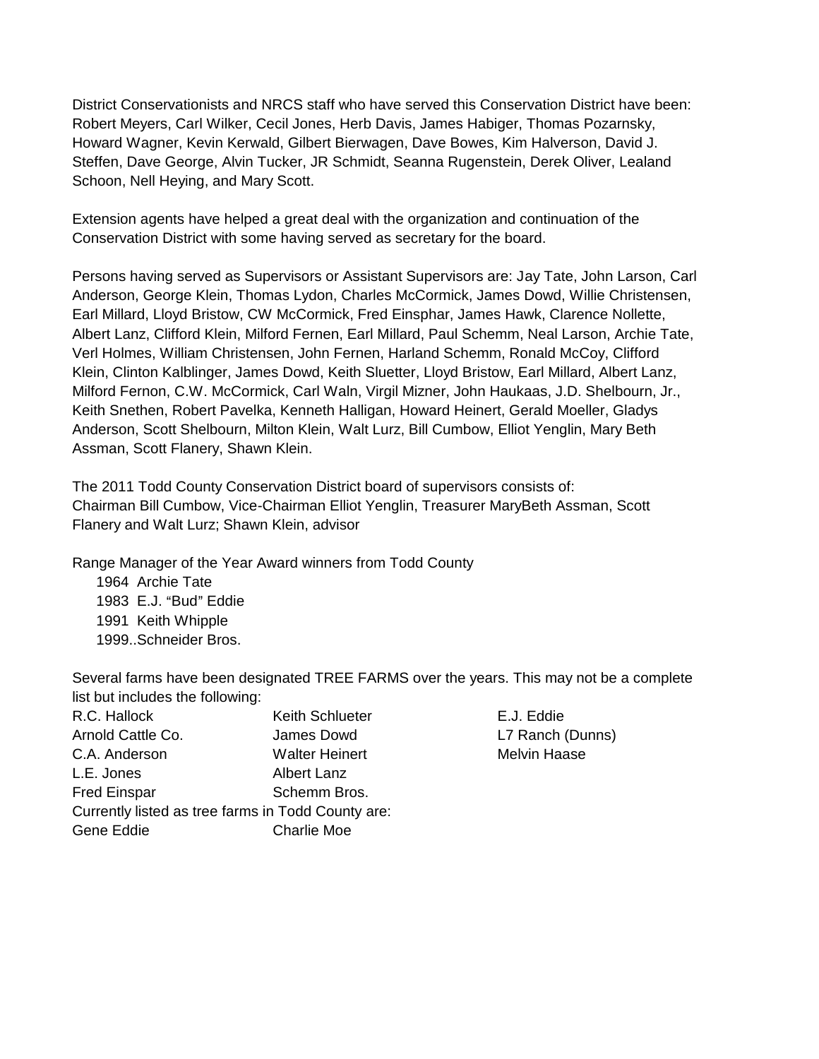District Conservationists and NRCS staff who have served this Conservation District have been: Robert Meyers, Carl Wilker, Cecil Jones, Herb Davis, James Habiger, Thomas Pozarnsky, Howard Wagner, Kevin Kerwald, Gilbert Bierwagen, Dave Bowes, Kim Halverson, David J. Steffen, Dave George, Alvin Tucker, JR Schmidt, Seanna Rugenstein, Derek Oliver, Lealand Schoon, Nell Heying, and Mary Scott.

Extension agents have helped a great deal with the organization and continuation of the Conservation District with some having served as secretary for the board.

Persons having served as Supervisors or Assistant Supervisors are: Jay Tate, John Larson, Carl Anderson, George Klein, Thomas Lydon, Charles McCormick, James Dowd, Willie Christensen, Earl Millard, Lloyd Bristow, CW McCormick, Fred Einsphar, James Hawk, Clarence Nollette, Albert Lanz, Clifford Klein, Milford Fernen, Earl Millard, Paul Schemm, Neal Larson, Archie Tate, Verl Holmes, William Christensen, John Fernen, Harland Schemm, Ronald McCoy, Clifford Klein, Clinton Kalblinger, James Dowd, Keith Sluetter, Lloyd Bristow, Earl Millard, Albert Lanz, Milford Fernon, C.W. McCormick, Carl Waln, Virgil Mizner, John Haukaas, J.D. Shelbourn, Jr., Keith Snethen, Robert Pavelka, Kenneth Halligan, Howard Heinert, Gerald Moeller, Gladys Anderson, Scott Shelbourn, Milton Klein, Walt Lurz, Bill Cumbow, Elliot Yenglin, Mary Beth Assman, Scott Flanery, Shawn Klein.

The 2011 Todd County Conservation District board of supervisors consists of:
Chairman Bill Cumbow, Vice-Chairman Elliot Yenglin, Treasurer MaryBeth Assman, Scott Flanery and Walt Lurz; Shawn Klein, advisor

Range Manager of the Year Award winners from Todd County

- 1964 Archie Tate
- 1983 E.J. "Bud" Eddie
- 1991 Keith Whipple
- 1999..Schneider Bros.

Several farms have been designated TREE FARMS over the years. This may not be a complete list but includes the following:

| | | |
|---|---|---|
| R.C. Hallock | Keith Schlueter | E.J. Eddie |
| Arnold Cattle Co. | James Dowd | L7 Ranch (Dunns) |
| C.A. Anderson | Walter Heinert | Melvin Haase |
| L.E. Jones | Albert Lanz | |
| Fred Einspar | Schemm Bros. | |

Currently listed as tree farms in Todd County are:

| | |
|---|---|
| Gene Eddie | Charlie Moe |